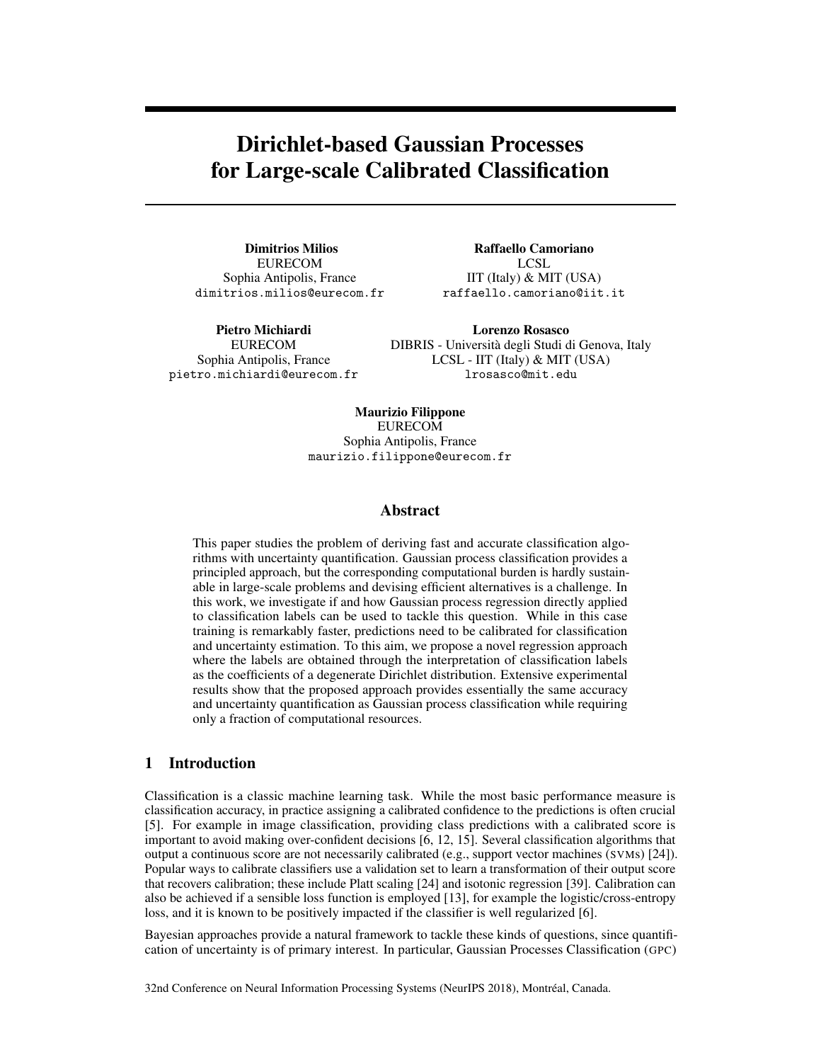# Dirichlet-based Gaussian Processes for Large-scale Calibrated Classification

**Dimitrios Milios**
EURECOM
Sophia Antipolis, France
dimitrios.milios@eurecom.fr

**Raffaello Camoriano**
LCSL
IIT (Italy) & MIT (USA)
raffaello.camoriano@iit.it

**Pietro Michiardi**
EURECOM
Sophia Antipolis, France
pietro.michiardi@eurecom.fr

**Lorenzo Rosasco**
DIBRIS - Università degli Studi di Genova, Italy
LCSL - IIT (Italy) & MIT (USA)
lrosasco@mit.edu

**Maurizio Filippone**
EURECOM
Sophia Antipolis, France
maurizio.filippone@eurecom.fr

## Abstract

This paper studies the problem of deriving fast and accurate classification algorithms with uncertainty quantification. Gaussian process classification provides a principled approach, but the corresponding computational burden is hardly sustainable in large-scale problems and devising efficient alternatives is a challenge. In this work, we investigate if and how Gaussian process regression directly applied to classification labels can be used to tackle this question. While in this case training is remarkably faster, predictions need to be calibrated for classification and uncertainty estimation. To this aim, we propose a novel regression approach where the labels are obtained through the interpretation of classification labels as the coefficients of a degenerate Dirichlet distribution. Extensive experimental results show that the proposed approach provides essentially the same accuracy and uncertainty quantification as Gaussian process classification while requiring only a fraction of computational resources.

## 1 Introduction

Classification is a classic machine learning task. While the most basic performance measure is classification accuracy, in practice assigning a calibrated confidence to the predictions is often crucial [5]. For example in image classification, providing class predictions with a calibrated score is important to avoid making over-confident decisions [6, 12, 15]. Several classification algorithms that output a continuous score are not necessarily calibrated (e.g., support vector machines (SVMs) [24]). Popular ways to calibrate classifiers use a validation set to learn a transformation of their output score that recovers calibration; these include Platt scaling [24] and isotonic regression [39]. Calibration can also be achieved if a sensible loss function is employed [13], for example the logistic/cross-entropy loss, and it is known to be positively impacted if the classifier is well regularized [6].

Bayesian approaches provide a natural framework to tackle these kinds of questions, since quantification of uncertainty is of primary interest. In particular, Gaussian Processes Classification (GPC)

32nd Conference on Neural Information Processing Systems (NeurIPS 2018), Montréal, Canada.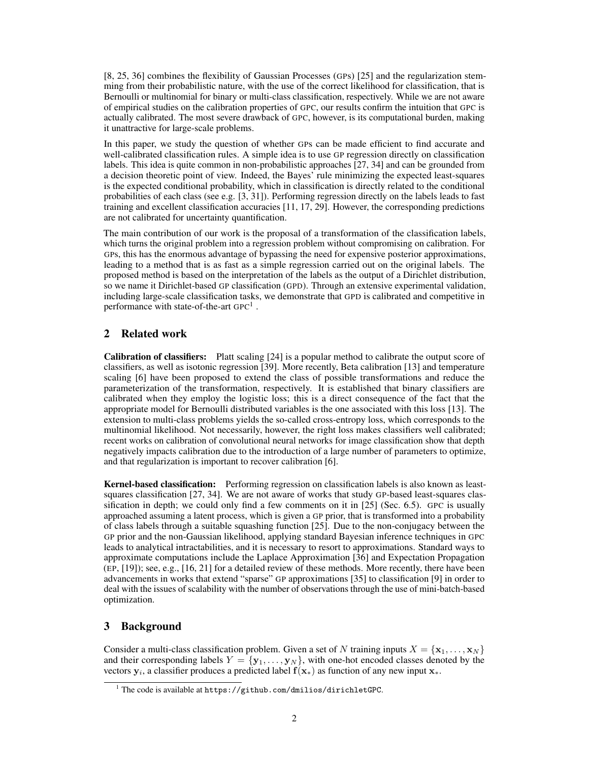[8, 25, 36] combines the flexibility of Gaussian Processes (GPs) [25] and the regularization stemming from their probabilistic nature, with the use of the correct likelihood for classification, that is Bernoulli or multinomial for binary or multi-class classification, respectively. While we are not aware of empirical studies on the calibration properties of GPC, our results confirm the intuition that GPC is actually calibrated. The most severe drawback of GPC, however, is its computational burden, making it unattractive for large-scale problems.

In this paper, we study the question of whether GPs can be made efficient to find accurate and well-calibrated classification rules. A simple idea is to use GP regression directly on classification labels. This idea is quite common in non-probabilistic approaches [27, 34] and can be grounded from a decision theoretic point of view. Indeed, the Bayes' rule minimizing the expected least-squares is the expected conditional probability, which in classification is directly related to the conditional probabilities of each class (see e.g. [3, 31]). Performing regression directly on the labels leads to fast training and excellent classification accuracies [11, 17, 29]. However, the corresponding predictions are not calibrated for uncertainty quantification.

The main contribution of our work is the proposal of a transformation of the classification labels, which turns the original problem into a regression problem without compromising on calibration. For GPs, this has the enormous advantage of bypassing the need for expensive posterior approximations, leading to a method that is as fast as a simple regression carried out on the original labels. The proposed method is based on the interpretation of the labels as the output of a Dirichlet distribution, so we name it Dirichlet-based GP classification (GPD). Through an extensive experimental validation, including large-scale classification tasks, we demonstrate that GPD is calibrated and competitive in performance with state-of-the-art GPC[1].

## 2 Related work

**Calibration of classifiers:** Platt scaling [24] is a popular method to calibrate the output score of classifiers, as well as isotonic regression [39]. More recently, Beta calibration [13] and temperature scaling [6] have been proposed to extend the class of possible transformations and reduce the parameterization of the transformation, respectively. It is established that binary classifiers are calibrated when they employ the logistic loss; this is a direct consequence of the fact that the appropriate model for Bernoulli distributed variables is the one associated with this loss [13]. The extension to multi-class problems yields the so-called cross-entropy loss, which corresponds to the multinomial likelihood. Not necessarily, however, the right loss makes classifiers well calibrated; recent works on calibration of convolutional neural networks for image classification show that depth negatively impacts calibration due to the introduction of a large number of parameters to optimize, and that regularization is important to recover calibration [6].

**Kernel-based classification:** Performing regression on classification labels is also known as least-squares classification [27, 34]. We are not aware of works that study GP-based least-squares classification in depth; we could only find a few comments on it in [25] (Sec. 6.5). GPC is usually approached assuming a latent process, which is given a GP prior, that is transformed into a probability of class labels through a suitable squashing function [25]. Due to the non-conjugacy between the GP prior and the non-Gaussian likelihood, applying standard Bayesian inference techniques in GPC leads to analytical intractabilities, and it is necessary to resort to approximations. Standard ways to approximate computations include the Laplace Approximation [36] and Expectation Propagation (EP, [19]); see, e.g., [16, 21] for a detailed review of these methods. More recently, there have been advancements in works that extend "sparse" GP approximations [35] to classification [9] in order to deal with the issues of scalability with the number of observations through the use of mini-batch-based optimization.

## 3 Background

Consider a multi-class classification problem. Given a set of $N$ training inputs $X = \{\mathbf{x}_1, \ldots, \mathbf{x}_N\}$ and their corresponding labels $Y = \{\mathbf{y}_1, \ldots, \mathbf{y}_N\}$, with one-hot encoded classes denoted by the vectors $\mathbf{y}_i$, a classifier produces a predicted label $\mathbf{f}(\mathbf{x}_*)$ as function of any new input $\mathbf{x}_*$.

[1] The code is available at `https://github.com/dmilios/dirichletGPC`.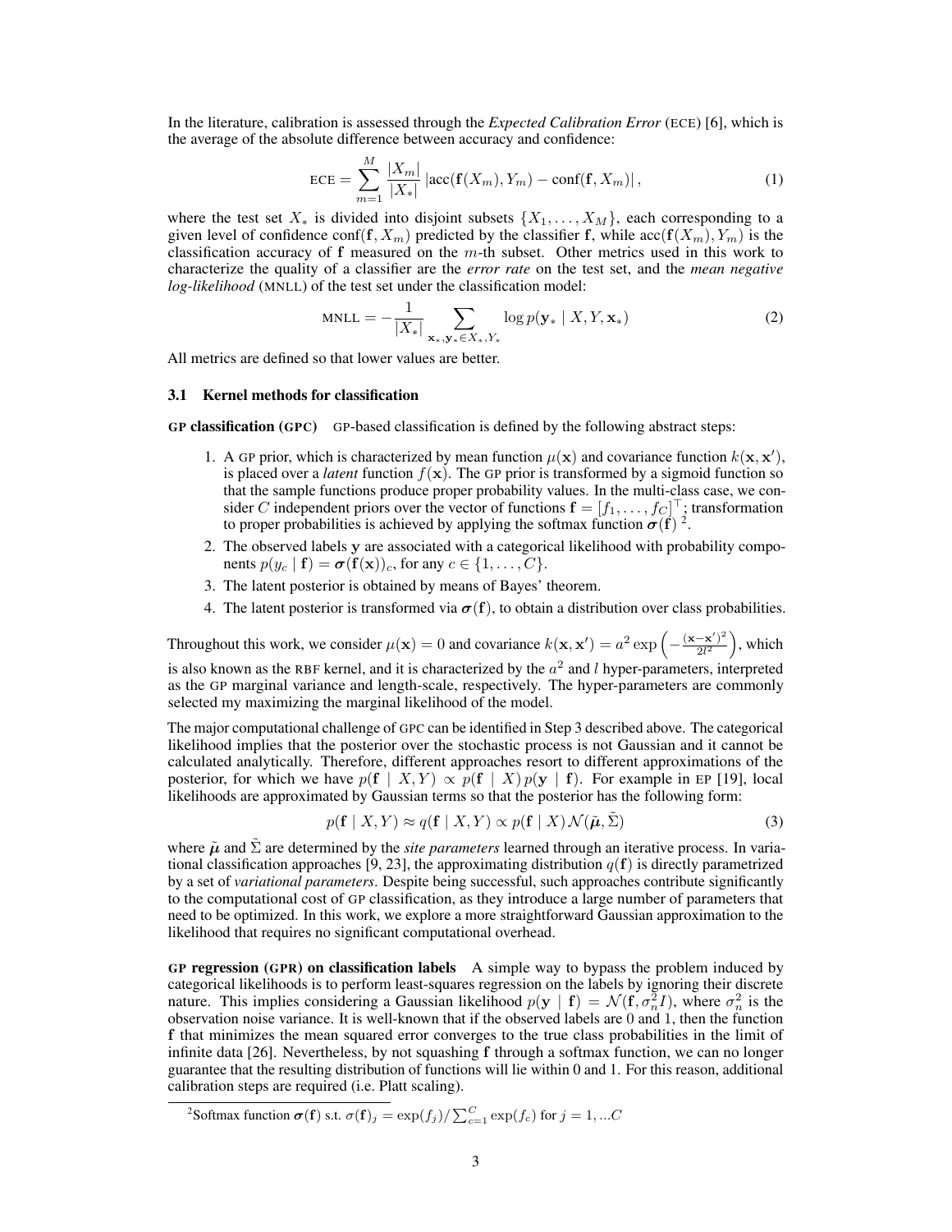In the literature, calibration is assessed through the *Expected Calibration Error* (ECE) [6], which is the average of the absolute difference between accuracy and confidence:

$$\text{ECE} = \sum_{m=1}^{M} \frac{|X_m|}{|X_*|} \left| \text{acc}(\mathbf{f}(X_m), Y_m) - \text{conf}(\mathbf{f}, X_m) \right|, \tag{1}$$

where the test set $X_*$ is divided into disjoint subsets $\{X_1, \dots, X_M\}$, each corresponding to a given level of confidence $\text{conf}(\mathbf{f}, X_m)$ predicted by the classifier $\mathbf{f}$, while $\text{acc}(\mathbf{f}(X_m), Y_m)$ is the classification accuracy of $\mathbf{f}$ measured on the $m$-th subset. Other metrics used in this work to characterize the quality of a classifier are the *error rate* on the test set, and the *mean negative log-likelihood* (MNLL) of the test set under the classification model:

$$\text{MNLL} = -\frac{1}{|X_*|} \sum_{\mathbf{x}_*, \mathbf{y}_* \in X_*, Y_*} \log p(\mathbf{y}_* \mid X, Y, \mathbf{x}_*) \tag{2}$$

All metrics are defined so that lower values are better.

### 3.1 Kernel methods for classification

**GP classification (GPC)** GP-based classification is defined by the following abstract steps:

1. A GP prior, which is characterized by mean function $\mu(\mathbf{x})$ and covariance function $k(\mathbf{x}, \mathbf{x}')$, is placed over a *latent* function $f(\mathbf{x})$. The GP prior is transformed by a sigmoid function so that the sample functions produce proper probability values. In the multi-class case, we consider $C$ independent priors over the vector of functions $\mathbf{f} = [f_1, \dots, f_C]^\top$; transformation to proper probabilities is achieved by applying the softmax function $\boldsymbol{\sigma}(\mathbf{f})$ [2].
2. The observed labels $\mathbf{y}$ are associated with a categorical likelihood with probability components $p(y_c \mid \mathbf{f}) = \boldsymbol{\sigma}(\mathbf{f}(\mathbf{x}))_c$, for any $c \in \{1, \dots, C\}$.
3. The latent posterior is obtained by means of Bayes' theorem.
4. The latent posterior is transformed via $\boldsymbol{\sigma}(\mathbf{f})$, to obtain a distribution over class probabilities.

Throughout this work, we consider $\mu(\mathbf{x}) = 0$ and covariance $k(\mathbf{x}, \mathbf{x}') = a^2 \exp\left(-\frac{(\mathbf{x}-\mathbf{x}')^2}{2l^2}\right)$, which is also known as the RBF kernel, and it is characterized by the $a^2$ and $l$ hyper-parameters, interpreted as the GP marginal variance and length-scale, respectively. The hyper-parameters are commonly selected my maximizing the marginal likelihood of the model.

The major computational challenge of GPC can be identified in Step 3 described above. The categorical likelihood implies that the posterior over the stochastic process is not Gaussian and it cannot be calculated analytically. Therefore, different approaches resort to different approximations of the posterior, for which we have $p(\mathbf{f} \mid X, Y) \propto p(\mathbf{f} \mid X)\, p(\mathbf{y} \mid \mathbf{f})$. For example in EP [19], local likelihoods are approximated by Gaussian terms so that the posterior has the following form:

$$p(\mathbf{f} \mid X, Y) \approx q(\mathbf{f} \mid X, Y) \propto p(\mathbf{f} \mid X)\, \mathcal{N}(\tilde{\boldsymbol{\mu}}, \tilde{\Sigma}) \tag{3}$$

where $\tilde{\boldsymbol{\mu}}$ and $\tilde{\Sigma}$ are determined by the *site parameters* learned through an iterative process. In variational classification approaches [9, 23], the approximating distribution $q(\mathbf{f})$ is directly parametrized by a set of *variational parameters*. Despite being successful, such approaches contribute significantly to the computational cost of GP classification, as they introduce a large number of parameters that need to be optimized. In this work, we explore a more straightforward Gaussian approximation to the likelihood that requires no significant computational overhead.

**GP regression (GPR) on classification labels** A simple way to bypass the problem induced by categorical likelihoods is to perform least-squares regression on the labels by ignoring their discrete nature. This implies considering a Gaussian likelihood $p(\mathbf{y} \mid \mathbf{f}) = \mathcal{N}(\mathbf{f}, \sigma_n^2 I)$, where $\sigma_n^2$ is the observation noise variance. It is well-known that if the observed labels are 0 and 1, then the function $\mathbf{f}$ that minimizes the mean squared error converges to the true class probabilities in the limit of infinite data [26]. Nevertheless, by not squashing $\mathbf{f}$ through a softmax function, we can no longer guarantee that the resulting distribution of functions will lie within 0 and 1. For this reason, additional calibration steps are required (i.e. Platt scaling).

[2] Softmax function $\boldsymbol{\sigma}(\mathbf{f})$ s.t. $\sigma(\mathbf{f})_j = \exp(f_j) / \sum_{c=1}^{C} \exp(f_c)$ for $j = 1, ...C$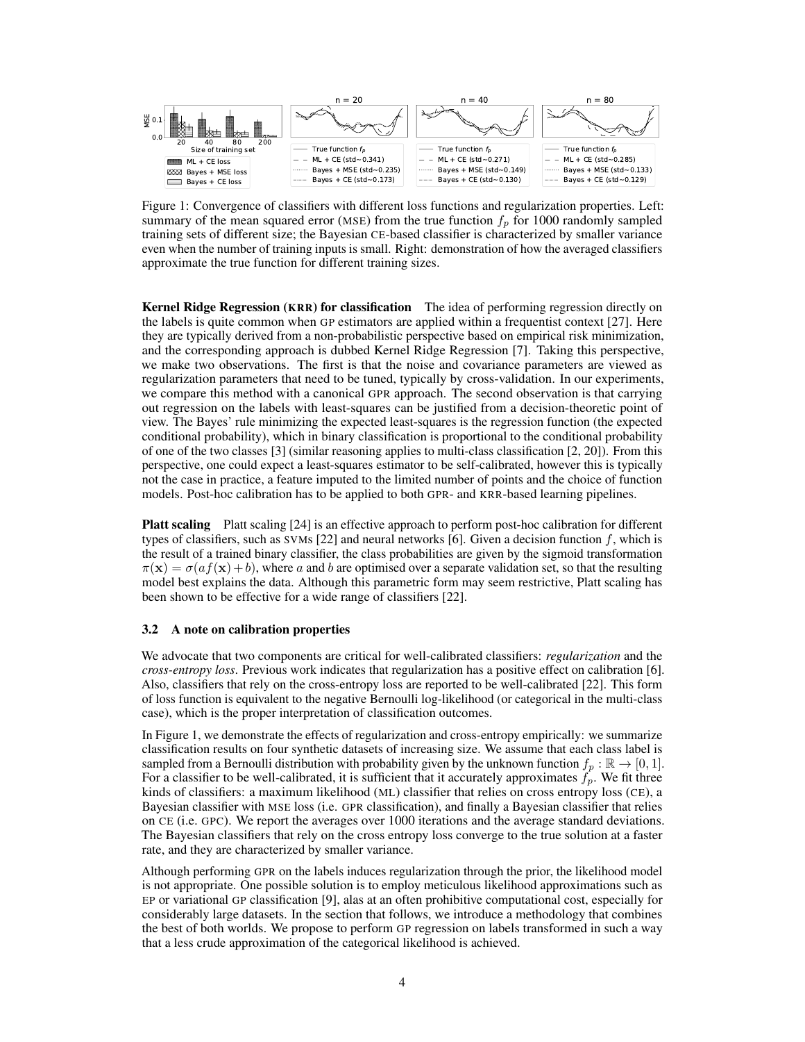Figure 1: Convergence of classifiers with different loss functions and regularization properties. Left: summary of the mean squared error (MSE) from the true function $f_p$ for 1000 randomly sampled training sets of different size; the Bayesian CE-based classifier is characterized by smaller variance even when the number of training inputs is small. Right: demonstration of how the averaged classifiers approximate the true function for different training sizes.

**Kernel Ridge Regression (KRR) for classification** The idea of performing regression directly on the labels is quite common when GP estimators are applied within a frequentist context [27]. Here they are typically derived from a non-probabilistic perspective based on empirical risk minimization, and the corresponding approach is dubbed Kernel Ridge Regression [7]. Taking this perspective, we make two observations. The first is that the noise and covariance parameters are viewed as regularization parameters that need to be tuned, typically by cross-validation. In our experiments, we compare this method with a canonical GPR approach. The second observation is that carrying out regression on the labels with least-squares can be justified from a decision-theoretic point of view. The Bayes' rule minimizing the expected least-squares is the regression function (the expected conditional probability), which in binary classification is proportional to the conditional probability of one of the two classes [3] (similar reasoning applies to multi-class classification [2, 20]). From this perspective, one could expect a least-squares estimator to be self-calibrated, however this is typically not the case in practice, a feature imputed to the limited number of points and the choice of function models. Post-hoc calibration has to be applied to both GPR- and KRR-based learning pipelines.

**Platt scaling** Platt scaling [24] is an effective approach to perform post-hoc calibration for different types of classifiers, such as SVMs [22] and neural networks [6]. Given a decision function $f$, which is the result of a trained binary classifier, the class probabilities are given by the sigmoid transformation $\pi(\mathbf{x}) = \sigma(af(\mathbf{x}) + b)$, where $a$ and $b$ are optimised over a separate validation set, so that the resulting model best explains the data. Although this parametric form may seem restrictive, Platt scaling has been shown to be effective for a wide range of classifiers [22].

### 3.2 A note on calibration properties

We advocate that two components are critical for well-calibrated classifiers: *regularization* and the *cross-entropy loss*. Previous work indicates that regularization has a positive effect on calibration [6]. Also, classifiers that rely on the cross-entropy loss are reported to be well-calibrated [22]. This form of loss function is equivalent to the negative Bernoulli log-likelihood (or categorical in the multi-class case), which is the proper interpretation of classification outcomes.

In Figure 1, we demonstrate the effects of regularization and cross-entropy empirically: we summarize classification results on four synthetic datasets of increasing size. We assume that each class label is sampled from a Bernoulli distribution with probability given by the unknown function $f_p : \mathbb{R} \to [0, 1]$. For a classifier to be well-calibrated, it is sufficient that it accurately approximates $f_p$. We fit three kinds of classifiers: a maximum likelihood (ML) classifier that relies on cross entropy loss (CE), a Bayesian classifier with MSE loss (i.e. GPR classification), and finally a Bayesian classifier that relies on CE (i.e. GPC). We report the averages over 1000 iterations and the average standard deviations. The Bayesian classifiers that rely on the cross entropy loss converge to the true solution at a faster rate, and they are characterized by smaller variance.

Although performing GPR on the labels induces regularization through the prior, the likelihood model is not appropriate. One possible solution is to employ meticulous likelihood approximations such as EP or variational GP classification [9], alas at an often prohibitive computational cost, especially for considerably large datasets. In the section that follows, we introduce a methodology that combines the best of both worlds. We propose to perform GP regression on labels transformed in such a way that a less crude approximation of the categorical likelihood is achieved.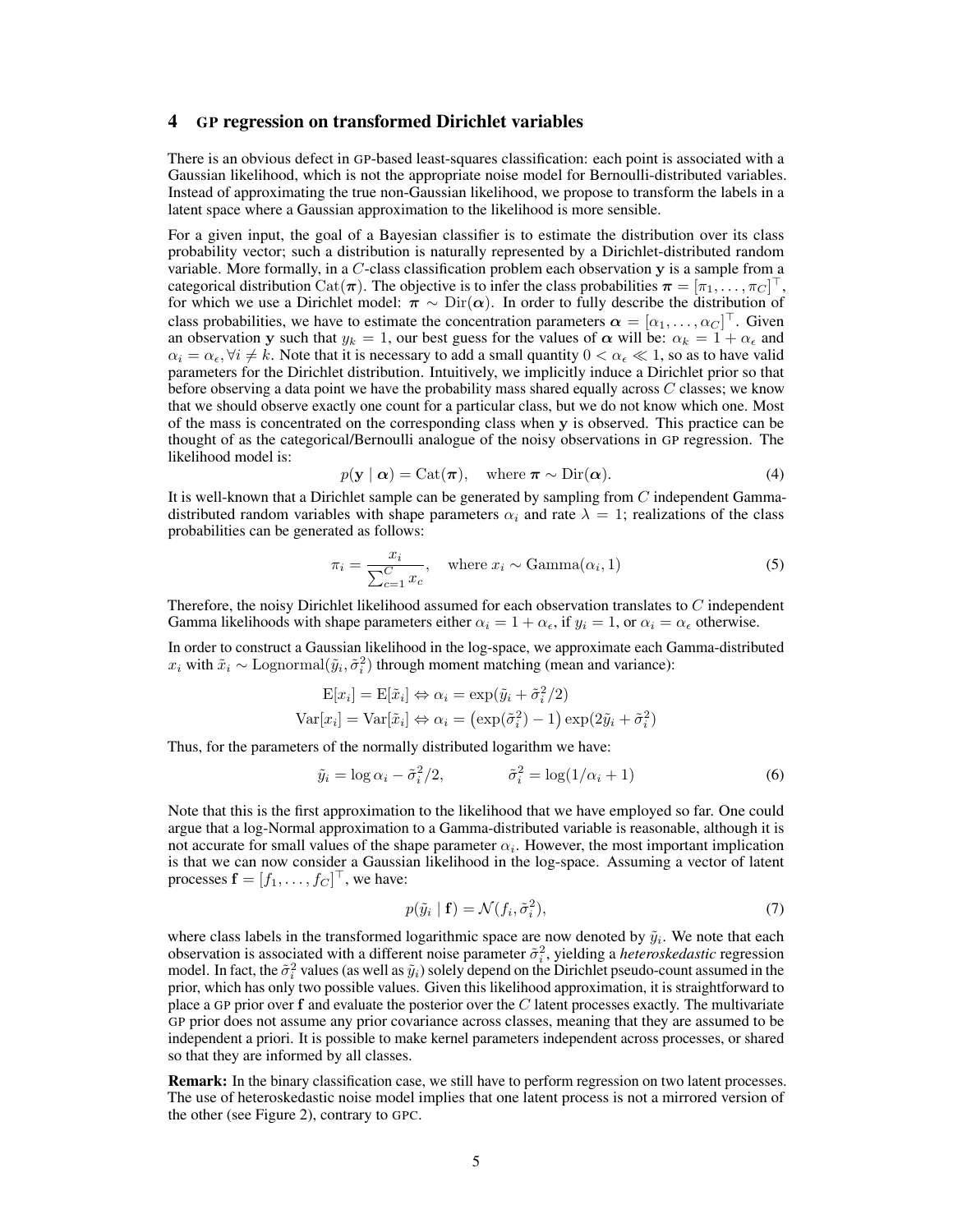# 4 GP regression on transformed Dirichlet variables

There is an obvious defect in GP-based least-squares classification: each point is associated with a Gaussian likelihood, which is not the appropriate noise model for Bernoulli-distributed variables. Instead of approximating the true non-Gaussian likelihood, we propose to transform the labels in a latent space where a Gaussian approximation to the likelihood is more sensible.

For a given input, the goal of a Bayesian classifier is to estimate the distribution over its class probability vector; such a distribution is naturally represented by a Dirichlet-distributed random variable. More formally, in a $C$-class classification problem each observation $\mathbf{y}$ is a sample from a categorical distribution $\mathrm{Cat}(\boldsymbol{\pi})$. The objective is to infer the class probabilities $\boldsymbol{\pi} = [\pi_1, \ldots, \pi_C]^\top$, for which we use a Dirichlet model: $\boldsymbol{\pi} \sim \mathrm{Dir}(\boldsymbol{\alpha})$. In order to fully describe the distribution of class probabilities, we have to estimate the concentration parameters $\boldsymbol{\alpha} = [\alpha_1, \ldots, \alpha_C]^\top$. Given an observation $\mathbf{y}$ such that $y_k = 1$, our best guess for the values of $\boldsymbol{\alpha}$ will be: $\alpha_k = 1 + \alpha_\epsilon$ and $\alpha_i = \alpha_\epsilon, \forall i \neq k$. Note that it is necessary to add a small quantity $0 < \alpha_\epsilon \ll 1$, so as to have valid parameters for the Dirichlet distribution. Intuitively, we implicitly induce a Dirichlet prior so that before observing a data point we have the probability mass shared equally across $C$ classes; we know that we should observe exactly one count for a particular class, but we do not know which one. Most of the mass is concentrated on the corresponding class when $\mathbf{y}$ is observed. This practice can be thought of as the categorical/Bernoulli analogue of the noisy observations in GP regression. The likelihood model is:

$$p(\mathbf{y} \mid \boldsymbol{\alpha}) = \mathrm{Cat}(\boldsymbol{\pi}), \quad \text{where } \boldsymbol{\pi} \sim \mathrm{Dir}(\boldsymbol{\alpha}). \tag{4}$$

It is well-known that a Dirichlet sample can be generated by sampling from $C$ independent Gamma-distributed random variables with shape parameters $\alpha_i$ and rate $\lambda = 1$; realizations of the class probabilities can be generated as follows:

$$\pi_i = \frac{x_i}{\sum_{c=1}^{C} x_c}, \quad \text{where } x_i \sim \mathrm{Gamma}(\alpha_i, 1) \tag{5}$$

Therefore, the noisy Dirichlet likelihood assumed for each observation translates to $C$ independent Gamma likelihoods with shape parameters either $\alpha_i = 1 + \alpha_\epsilon$, if $y_i = 1$, or $\alpha_i = \alpha_\epsilon$ otherwise.

In order to construct a Gaussian likelihood in the log-space, we approximate each Gamma-distributed $x_i$ with $\tilde{x}_i \sim \mathrm{Lognormal}(\tilde{y}_i, \tilde{\sigma}_i^2)$ through moment matching (mean and variance):

$$\mathrm{E}[x_i] = \mathrm{E}[\tilde{x}_i] \Leftrightarrow \alpha_i = \exp(\tilde{y}_i + \tilde{\sigma}_i^2/2)$$

$$\mathrm{Var}[x_i] = \mathrm{Var}[\tilde{x}_i] \Leftrightarrow \alpha_i = \left(\exp(\tilde{\sigma}_i^2) - 1\right)\exp(2\tilde{y}_i + \tilde{\sigma}_i^2)$$

Thus, for the parameters of the normally distributed logarithm we have:

$$\tilde{y}_i = \log \alpha_i - \tilde{\sigma}_i^2/2, \qquad \tilde{\sigma}_i^2 = \log(1/\alpha_i + 1) \tag{6}$$

Note that this is the first approximation to the likelihood that we have employed so far. One could argue that a log-Normal approximation to a Gamma-distributed variable is reasonable, although it is not accurate for small values of the shape parameter $\alpha_i$. However, the most important implication is that we can now consider a Gaussian likelihood in the log-space. Assuming a vector of latent processes $\mathbf{f} = [f_1, \ldots, f_C]^\top$, we have:

$$p(\tilde{y}_i \mid \mathbf{f}) = \mathcal{N}(f_i, \tilde{\sigma}_i^2), \tag{7}$$

where class labels in the transformed logarithmic space are now denoted by $\tilde{y}_i$. We note that each observation is associated with a different noise parameter $\tilde{\sigma}_i^2$, yielding a *heteroskedastic* regression model. In fact, the $\tilde{\sigma}_i^2$ values (as well as $\tilde{y}_i$) solely depend on the Dirichlet pseudo-count assumed in the prior, which has only two possible values. Given this likelihood approximation, it is straightforward to place a GP prior over $\mathbf{f}$ and evaluate the posterior over the $C$ latent processes exactly. The multivariate GP prior does not assume any prior covariance across classes, meaning that they are assumed to be independent a priori. It is possible to make kernel parameters independent across processes, or shared so that they are informed by all classes.

**Remark:** In the binary classification case, we still have to perform regression on two latent processes. The use of heteroskedastic noise model implies that one latent process is not a mirrored version of the other (see Figure 2), contrary to GPC.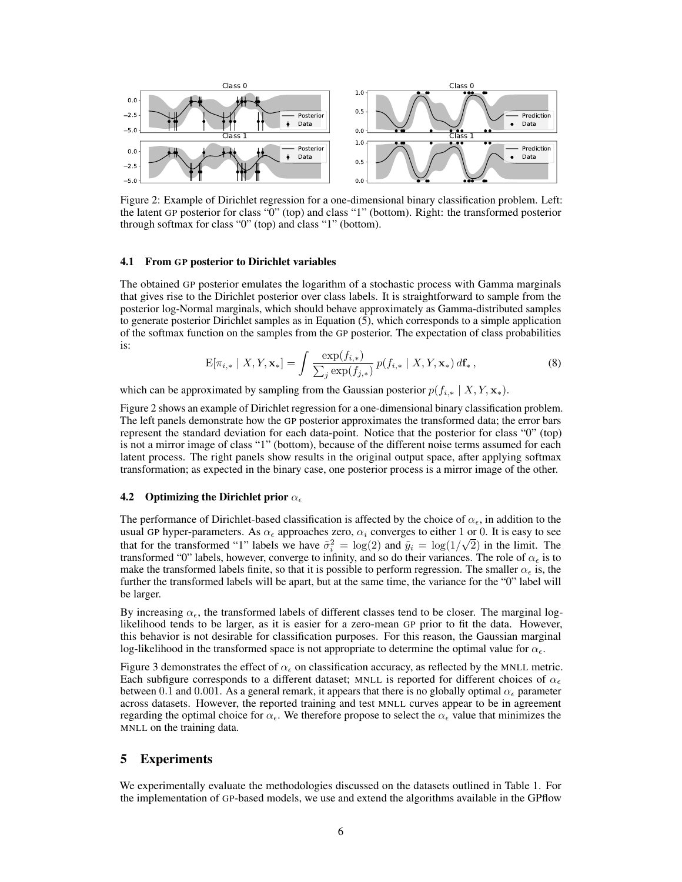Figure 2: Example of Dirichlet regression for a one-dimensional binary classification problem. Left: the latent GP posterior for class "0" (top) and class "1" (bottom). Right: the transformed posterior through softmax for class "0" (top) and class "1" (bottom).

### 4.1 From GP posterior to Dirichlet variables

The obtained GP posterior emulates the logarithm of a stochastic process with Gamma marginals that gives rise to the Dirichlet posterior over class labels. It is straightforward to sample from the posterior log-Normal marginals, which should behave approximately as Gamma-distributed samples to generate posterior Dirichlet samples as in Equation (5), which corresponds to a simple application of the softmax function on the samples from the GP posterior. The expectation of class probabilities is:

$$\mathrm{E}[\pi_{i,*} \mid X, Y, \mathbf{x}_*] = \int \frac{\exp(f_{i,*})}{\sum_j \exp(f_{j,*})} \, p(f_{i,*} \mid X, Y, \mathbf{x}_*) \, d\mathbf{f}_* \,, \tag{8}$$

which can be approximated by sampling from the Gaussian posterior $p(f_{i,*} \mid X, Y, \mathbf{x}_*)$.

Figure 2 shows an example of Dirichlet regression for a one-dimensional binary classification problem. The left panels demonstrate how the GP posterior approximates the transformed data; the error bars represent the standard deviation for each data-point. Notice that the posterior for class "0" (top) is not a mirror image of class "1" (bottom), because of the different noise terms assumed for each latent process. The right panels show results in the original output space, after applying softmax transformation; as expected in the binary case, one posterior process is a mirror image of the other.

### 4.2 Optimizing the Dirichlet prior $\alpha_\epsilon$

The performance of Dirichlet-based classification is affected by the choice of $\alpha_\epsilon$, in addition to the usual GP hyper-parameters. As $\alpha_\epsilon$ approaches zero, $\alpha_i$ converges to either 1 or 0. It is easy to see that for the transformed "1" labels we have $\tilde{\sigma}_i^2 = \log(2)$ and $\tilde{y}_i = \log(1/\sqrt{2})$ in the limit. The transformed "0" labels, however, converge to infinity, and so do their variances. The role of $\alpha_\epsilon$ is to make the transformed labels finite, so that it is possible to perform regression. The smaller $\alpha_\epsilon$ is, the further the transformed labels will be apart, but at the same time, the variance for the "0" label will be larger.

By increasing $\alpha_\epsilon$, the transformed labels of different classes tend to be closer. The marginal log-likelihood tends to be larger, as it is easier for a zero-mean GP prior to fit the data. However, this behavior is not desirable for classification purposes. For this reason, the Gaussian marginal log-likelihood in the transformed space is not appropriate to determine the optimal value for $\alpha_\epsilon$.

Figure 3 demonstrates the effect of $\alpha_\epsilon$ on classification accuracy, as reflected by the MNLL metric. Each subfigure corresponds to a different dataset; MNLL is reported for different choices of $\alpha_\epsilon$ between 0.1 and 0.001. As a general remark, it appears that there is no globally optimal $\alpha_\epsilon$ parameter across datasets. However, the reported training and test MNLL curves appear to be in agreement regarding the optimal choice for $\alpha_\epsilon$. We therefore propose to select the $\alpha_\epsilon$ value that minimizes the MNLL on the training data.

## 5 Experiments

We experimentally evaluate the methodologies discussed on the datasets outlined in Table 1. For the implementation of GP-based models, we use and extend the algorithms available in the GPflow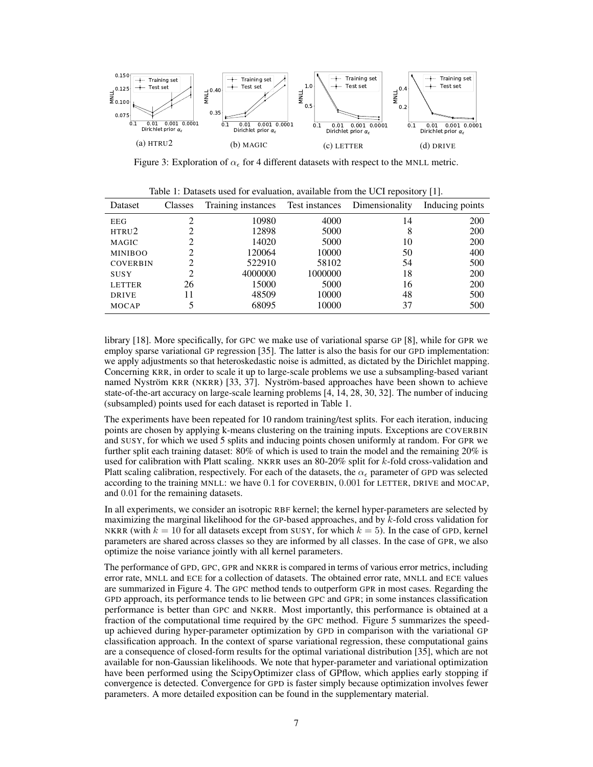(a) HTRU2 (b) MAGIC (c) LETTER (d) DRIVE

Figure 3: Exploration of $\alpha_\epsilon$ for 4 different datasets with respect to the MNLL metric.

Table 1: Datasets used for evaluation, available from the UCI repository [1].

| Dataset | Classes | Training instances | Test instances | Dimensionality | Inducing points |
|---|---|---|---|---|---|
| EEG | 2 | 10980 | 4000 | 14 | 200 |
| HTRU2 | 2 | 12898 | 5000 | 8 | 200 |
| MAGIC | 2 | 14020 | 5000 | 10 | 200 |
| MINIBOO | 2 | 120064 | 10000 | 50 | 400 |
| COVERBIN | 2 | 522910 | 58102 | 54 | 500 |
| SUSY | 2 | 4000000 | 1000000 | 18 | 200 |
| LETTER | 26 | 15000 | 5000 | 16 | 200 |
| DRIVE | 11 | 48509 | 10000 | 48 | 500 |
| MOCAP | 5 | 68095 | 10000 | 37 | 500 |

library [18]. More specifically, for GPC we make use of variational sparse GP [8], while for GPR we employ sparse variational GP regression [35]. The latter is also the basis for our GPD implementation: we apply adjustments so that heteroskedastic noise is admitted, as dictated by the Dirichlet mapping. Concerning KRR, in order to scale it up to large-scale problems we use a subsampling-based variant named Nyström KRR (NKRR) [33, 37]. Nyström-based approaches have been shown to achieve state-of-the-art accuracy on large-scale learning problems [4, 14, 28, 30, 32]. The number of inducing (subsampled) points used for each dataset is reported in Table 1.

The experiments have been repeated for 10 random training/test splits. For each iteration, inducing points are chosen by applying k-means clustering on the training inputs. Exceptions are COVERBIN and SUSY, for which we used 5 splits and inducing points chosen uniformly at random. For GPR we further split each training dataset: 80% of which is used to train the model and the remaining 20% is used for calibration with Platt scaling. NKRR uses an 80-20% split for $k$-fold cross-validation and Platt scaling calibration, respectively. For each of the datasets, the $\alpha_\epsilon$ parameter of GPD was selected according to the training MNLL: we have $0.1$ for COVERBIN, $0.001$ for LETTER, DRIVE and MOCAP, and $0.01$ for the remaining datasets.

In all experiments, we consider an isotropic RBF kernel; the kernel hyper-parameters are selected by maximizing the marginal likelihood for the GP-based approaches, and by $k$-fold cross validation for NKRR (with $k = 10$ for all datasets except from SUSY, for which $k = 5$). In the case of GPD, kernel parameters are shared across classes so they are informed by all classes. In the case of GPR, we also optimize the noise variance jointly with all kernel parameters.

The performance of GPD, GPC, GPR and NKRR is compared in terms of various error metrics, including error rate, MNLL and ECE for a collection of datasets. The obtained error rate, MNLL and ECE values are summarized in Figure 4. The GPC method tends to outperform GPR in most cases. Regarding the GPD approach, its performance tends to lie between GPC and GPR; in some instances classification performance is better than GPC and NKRR. Most importantly, this performance is obtained at a fraction of the computational time required by the GPC method. Figure 5 summarizes the speed-up achieved during hyper-parameter optimization by GPD in comparison with the variational GP classification approach. In the context of sparse variational regression, these computational gains are a consequence of closed-form results for the optimal variational distribution [35], which are not available for non-Gaussian likelihoods. We note that hyper-parameter and variational optimization have been performed using the ScipyOptimizer class of GPflow, which applies early stopping if convergence is detected. Convergence for GPD is faster simply because optimization involves fewer parameters. A more detailed exposition can be found in the supplementary material.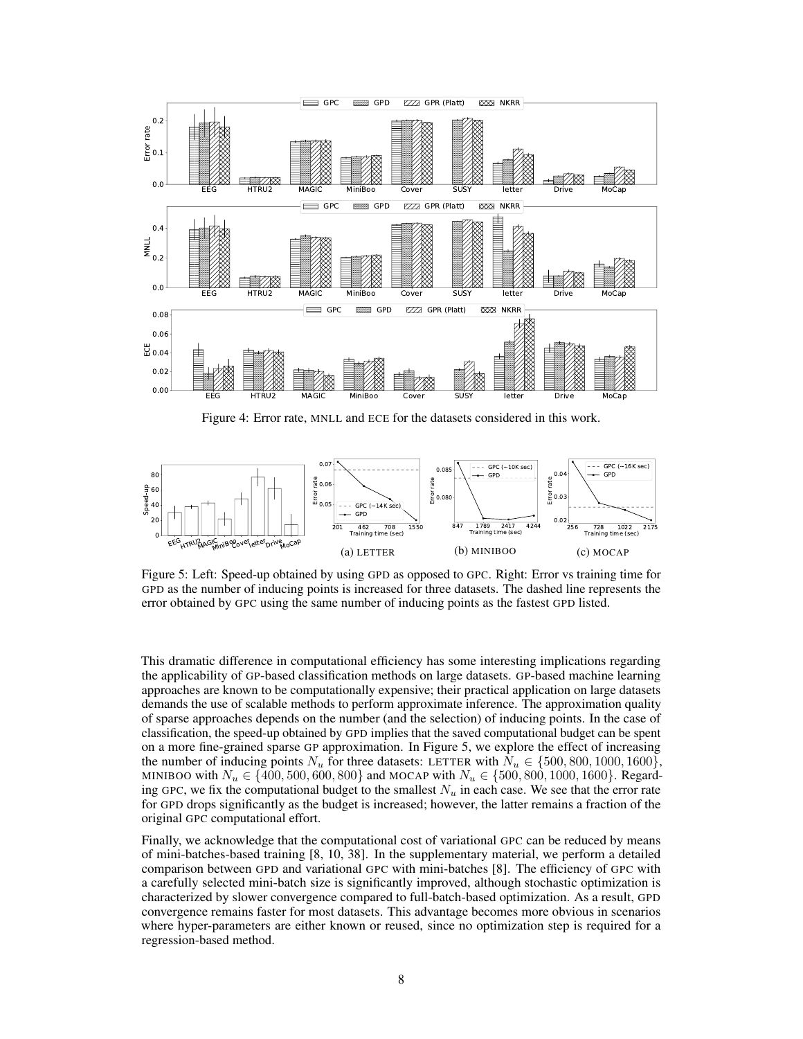Figure 4: Error rate, MNLL and ECE for the datasets considered in this work.

(a) LETTER

(b) MINIBOO

(c) MOCAP

Figure 5: Left: Speed-up obtained by using GPD as opposed to GPC. Right: Error vs training time for GPD as the number of inducing points is increased for three datasets. The dashed line represents the error obtained by GPC using the same number of inducing points as the fastest GPD listed.

This dramatic difference in computational efficiency has some interesting implications regarding the applicability of GP-based classification methods on large datasets. GP-based machine learning approaches are known to be computationally expensive; their practical application on large datasets demands the use of scalable methods to perform approximate inference. The approximation quality of sparse approaches depends on the number (and the selection) of inducing points. In the case of classification, the speed-up obtained by GPD implies that the saved computational budget can be spent on a more fine-grained sparse GP approximation. In Figure 5, we explore the effect of increasing the number of inducing points $N_u$ for three datasets: LETTER with $N_u \in \{500, 800, 1000, 1600\}$, MINIBOO with $N_u \in \{400, 500, 600, 800\}$ and MOCAP with $N_u \in \{500, 800, 1000, 1600\}$. Regarding GPC, we fix the computational budget to the smallest $N_u$ in each case. We see that the error rate for GPD drops significantly as the budget is increased; however, the latter remains a fraction of the original GPC computational effort.

Finally, we acknowledge that the computational cost of variational GPC can be reduced by means of mini-batches-based training [8, 10, 38]. In the supplementary material, we perform a detailed comparison between GPD and variational GPC with mini-batches [8]. The efficiency of GPC with a carefully selected mini-batch size is significantly improved, although stochastic optimization is characterized by slower convergence compared to full-batch-based optimization. As a result, GPD convergence remains faster for most datasets. This advantage becomes more obvious in scenarios where hyper-parameters are either known or reused, since no optimization step is required for a regression-based method.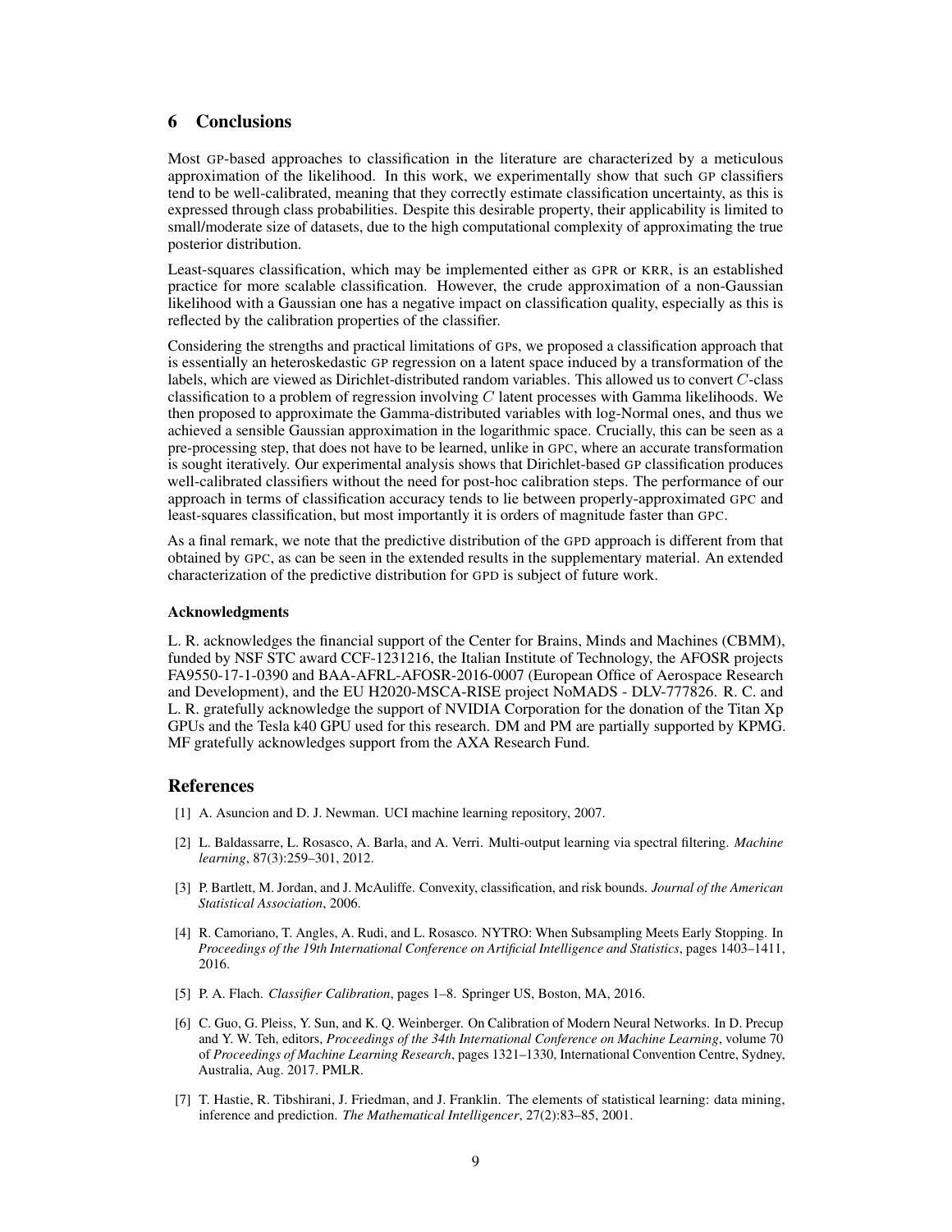## 6 Conclusions

Most GP-based approaches to classification in the literature are characterized by a meticulous approximation of the likelihood. In this work, we experimentally show that such GP classifiers tend to be well-calibrated, meaning that they correctly estimate classification uncertainty, as this is expressed through class probabilities. Despite this desirable property, their applicability is limited to small/moderate size of datasets, due to the high computational complexity of approximating the true posterior distribution.

Least-squares classification, which may be implemented either as GPR or KRR, is an established practice for more scalable classification. However, the crude approximation of a non-Gaussian likelihood with a Gaussian one has a negative impact on classification quality, especially as this is reflected by the calibration properties of the classifier.

Considering the strengths and practical limitations of GPs, we proposed a classification approach that is essentially an heteroskedastic GP regression on a latent space induced by a transformation of the labels, which are viewed as Dirichlet-distributed random variables. This allowed us to convert $C$-class classification to a problem of regression involving $C$ latent processes with Gamma likelihoods. We then proposed to approximate the Gamma-distributed variables with log-Normal ones, and thus we achieved a sensible Gaussian approximation in the logarithmic space. Crucially, this can be seen as a pre-processing step, that does not have to be learned, unlike in GPC, where an accurate transformation is sought iteratively. Our experimental analysis shows that Dirichlet-based GP classification produces well-calibrated classifiers without the need for post-hoc calibration steps. The performance of our approach in terms of classification accuracy tends to lie between properly-approximated GPC and least-squares classification, but most importantly it is orders of magnitude faster than GPC.

As a final remark, we note that the predictive distribution of the GPD approach is different from that obtained by GPC, as can be seen in the extended results in the supplementary material. An extended characterization of the predictive distribution for GPD is subject of future work.

#### Acknowledgments

L. R. acknowledges the financial support of the Center for Brains, Minds and Machines (CBMM), funded by NSF STC award CCF-1231216, the Italian Institute of Technology, the AFOSR projects FA9550-17-1-0390 and BAA-AFRL-AFOSR-2016-0007 (European Office of Aerospace Research and Development), and the EU H2020-MSCA-RISE project NoMADS - DLV-777826. R. C. and L. R. gratefully acknowledge the support of NVIDIA Corporation for the donation of the Titan Xp GPUs and the Tesla k40 GPU used for this research. DM and PM are partially supported by KPMG. MF gratefully acknowledges support from the AXA Research Fund.

## References

[1] A. Asuncion and D. J. Newman. UCI machine learning repository, 2007.

[2] L. Baldassarre, L. Rosasco, A. Barla, and A. Verri. Multi-output learning via spectral filtering. *Machine learning*, 87(3):259–301, 2012.

[3] P. Bartlett, M. Jordan, and J. McAuliffe. Convexity, classification, and risk bounds. *Journal of the American Statistical Association*, 2006.

[4] R. Camoriano, T. Angles, A. Rudi, and L. Rosasco. NYTRO: When Subsampling Meets Early Stopping. In *Proceedings of the 19th International Conference on Artificial Intelligence and Statistics*, pages 1403–1411, 2016.

[5] P. A. Flach. *Classifier Calibration*, pages 1–8. Springer US, Boston, MA, 2016.

[6] C. Guo, G. Pleiss, Y. Sun, and K. Q. Weinberger. On Calibration of Modern Neural Networks. In D. Precup and Y. W. Teh, editors, *Proceedings of the 34th International Conference on Machine Learning*, volume 70 of *Proceedings of Machine Learning Research*, pages 1321–1330, International Convention Centre, Sydney, Australia, Aug. 2017. PMLR.

[7] T. Hastie, R. Tibshirani, J. Friedman, and J. Franklin. The elements of statistical learning: data mining, inference and prediction. *The Mathematical Intelligencer*, 27(2):83–85, 2001.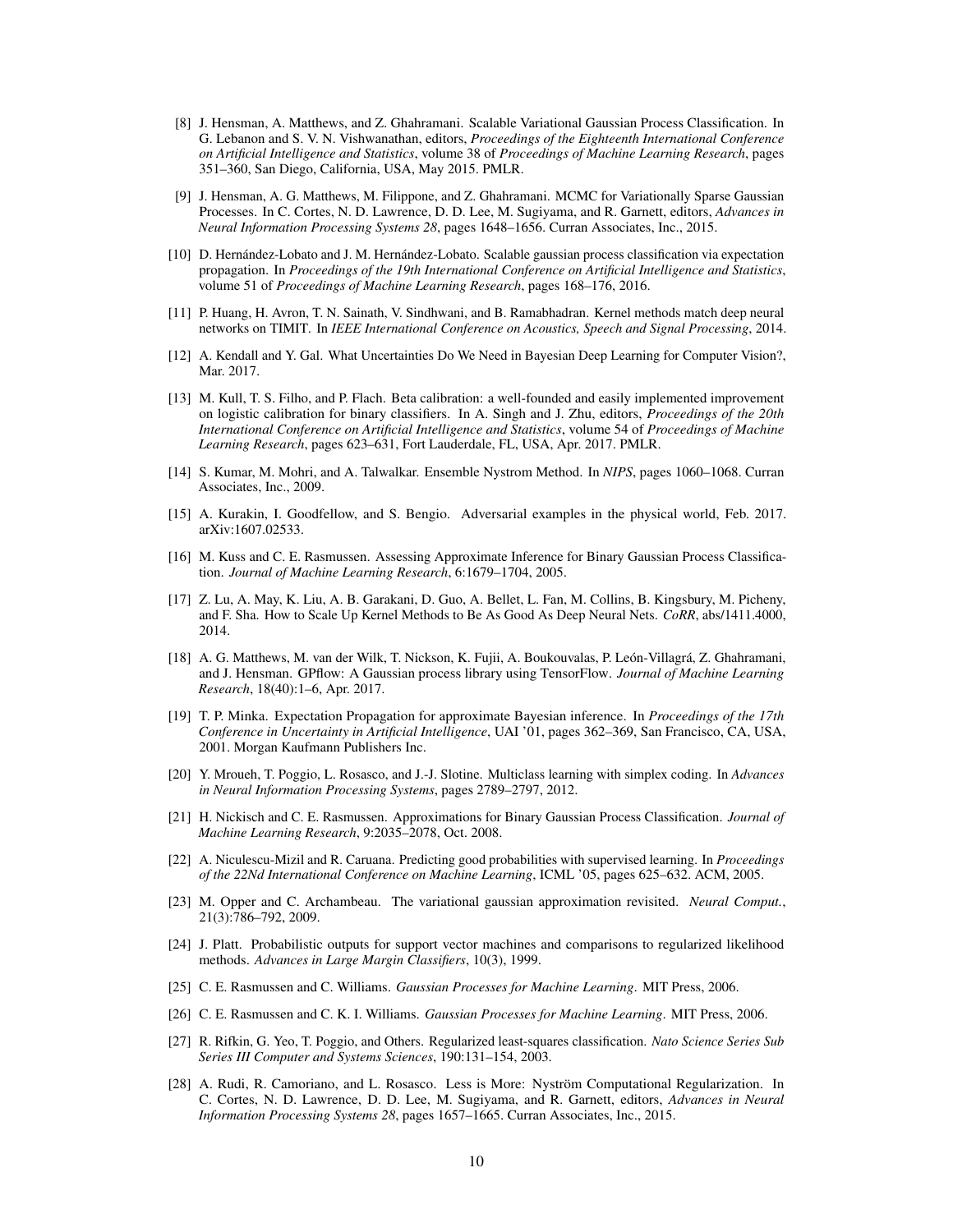[8] J. Hensman, A. Matthews, and Z. Ghahramani. Scalable Variational Gaussian Process Classification. In G. Lebanon and S. V. N. Vishwanathan, editors, *Proceedings of the Eighteenth International Conference on Artificial Intelligence and Statistics*, volume 38 of *Proceedings of Machine Learning Research*, pages 351–360, San Diego, California, USA, May 2015. PMLR.

[9] J. Hensman, A. G. Matthews, M. Filippone, and Z. Ghahramani. MCMC for Variationally Sparse Gaussian Processes. In C. Cortes, N. D. Lawrence, D. D. Lee, M. Sugiyama, and R. Garnett, editors, *Advances in Neural Information Processing Systems 28*, pages 1648–1656. Curran Associates, Inc., 2015.

[10] D. Hernández-Lobato and J. M. Hernández-Lobato. Scalable gaussian process classification via expectation propagation. In *Proceedings of the 19th International Conference on Artificial Intelligence and Statistics*, volume 51 of *Proceedings of Machine Learning Research*, pages 168–176, 2016.

[11] P. Huang, H. Avron, T. N. Sainath, V. Sindhwani, and B. Ramabhadran. Kernel methods match deep neural networks on TIMIT. In *IEEE International Conference on Acoustics, Speech and Signal Processing*, 2014.

[12] A. Kendall and Y. Gal. What Uncertainties Do We Need in Bayesian Deep Learning for Computer Vision?, Mar. 2017.

[13] M. Kull, T. S. Filho, and P. Flach. Beta calibration: a well-founded and easily implemented improvement on logistic calibration for binary classifiers. In A. Singh and J. Zhu, editors, *Proceedings of the 20th International Conference on Artificial Intelligence and Statistics*, volume 54 of *Proceedings of Machine Learning Research*, pages 623–631, Fort Lauderdale, FL, USA, Apr. 2017. PMLR.

[14] S. Kumar, M. Mohri, and A. Talwalkar. Ensemble Nystrom Method. In *NIPS*, pages 1060–1068. Curran Associates, Inc., 2009.

[15] A. Kurakin, I. Goodfellow, and S. Bengio. Adversarial examples in the physical world, Feb. 2017. arXiv:1607.02533.

[16] M. Kuss and C. E. Rasmussen. Assessing Approximate Inference for Binary Gaussian Process Classification. *Journal of Machine Learning Research*, 6:1679–1704, 2005.

[17] Z. Lu, A. May, K. Liu, A. B. Garakani, D. Guo, A. Bellet, L. Fan, M. Collins, B. Kingsbury, M. Picheny, and F. Sha. How to Scale Up Kernel Methods to Be As Good As Deep Neural Nets. *CoRR*, abs/1411.4000, 2014.

[18] A. G. Matthews, M. van der Wilk, T. Nickson, K. Fujii, A. Boukouvalas, P. León-Villagrá, Z. Ghahramani, and J. Hensman. GPflow: A Gaussian process library using TensorFlow. *Journal of Machine Learning Research*, 18(40):1–6, Apr. 2017.

[19] T. P. Minka. Expectation Propagation for approximate Bayesian inference. In *Proceedings of the 17th Conference in Uncertainty in Artificial Intelligence*, UAI '01, pages 362–369, San Francisco, CA, USA, 2001. Morgan Kaufmann Publishers Inc.

[20] Y. Mroueh, T. Poggio, L. Rosasco, and J.-J. Slotine. Multiclass learning with simplex coding. In *Advances in Neural Information Processing Systems*, pages 2789–2797, 2012.

[21] H. Nickisch and C. E. Rasmussen. Approximations for Binary Gaussian Process Classification. *Journal of Machine Learning Research*, 9:2035–2078, Oct. 2008.

[22] A. Niculescu-Mizil and R. Caruana. Predicting good probabilities with supervised learning. In *Proceedings of the 22Nd International Conference on Machine Learning*, ICML '05, pages 625–632. ACM, 2005.

[23] M. Opper and C. Archambeau. The variational gaussian approximation revisited. *Neural Comput.*, 21(3):786–792, 2009.

[24] J. Platt. Probabilistic outputs for support vector machines and comparisons to regularized likelihood methods. *Advances in Large Margin Classifiers*, 10(3), 1999.

[25] C. E. Rasmussen and C. Williams. *Gaussian Processes for Machine Learning*. MIT Press, 2006.

[26] C. E. Rasmussen and C. K. I. Williams. *Gaussian Processes for Machine Learning*. MIT Press, 2006.

[27] R. Rifkin, G. Yeo, T. Poggio, and Others. Regularized least-squares classification. *Nato Science Series Sub Series III Computer and Systems Sciences*, 190:131–154, 2003.

[28] A. Rudi, R. Camoriano, and L. Rosasco. Less is More: Nyström Computational Regularization. In C. Cortes, N. D. Lawrence, D. D. Lee, M. Sugiyama, and R. Garnett, editors, *Advances in Neural Information Processing Systems 28*, pages 1657–1665. Curran Associates, Inc., 2015.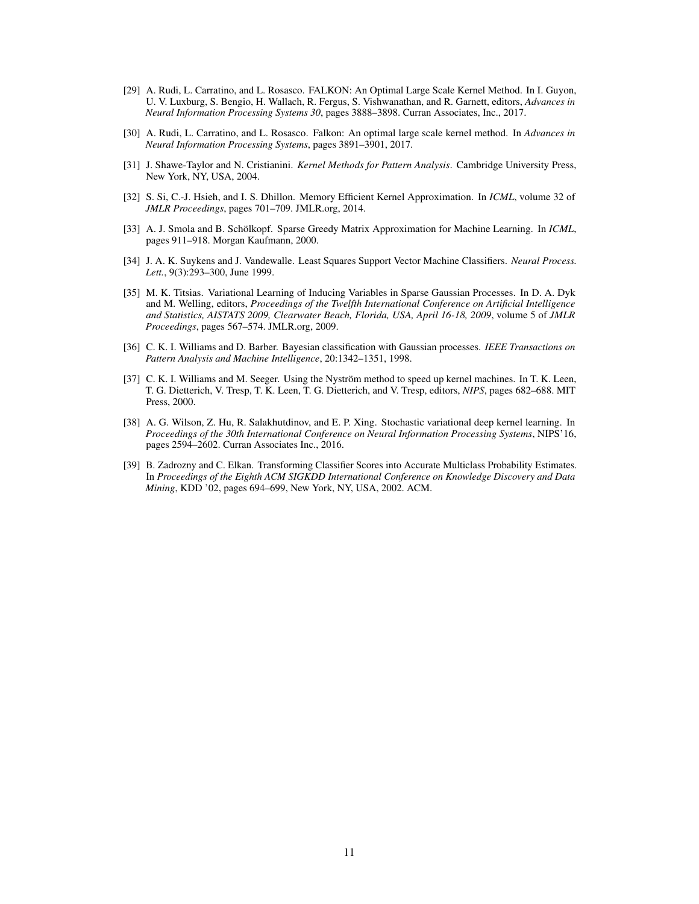[29] A. Rudi, L. Carratino, and L. Rosasco. FALKON: An Optimal Large Scale Kernel Method. In I. Guyon, U. V. Luxburg, S. Bengio, H. Wallach, R. Fergus, S. Vishwanathan, and R. Garnett, editors, *Advances in Neural Information Processing Systems 30*, pages 3888–3898. Curran Associates, Inc., 2017.

[30] A. Rudi, L. Carratino, and L. Rosasco. Falkon: An optimal large scale kernel method. In *Advances in Neural Information Processing Systems*, pages 3891–3901, 2017.

[31] J. Shawe-Taylor and N. Cristianini. *Kernel Methods for Pattern Analysis*. Cambridge University Press, New York, NY, USA, 2004.

[32] S. Si, C.-J. Hsieh, and I. S. Dhillon. Memory Efficient Kernel Approximation. In *ICML*, volume 32 of *JMLR Proceedings*, pages 701–709. JMLR.org, 2014.

[33] A. J. Smola and B. Schölkopf. Sparse Greedy Matrix Approximation for Machine Learning. In *ICML*, pages 911–918. Morgan Kaufmann, 2000.

[34] J. A. K. Suykens and J. Vandewalle. Least Squares Support Vector Machine Classifiers. *Neural Process. Lett.*, 9(3):293–300, June 1999.

[35] M. K. Titsias. Variational Learning of Inducing Variables in Sparse Gaussian Processes. In D. A. Dyk and M. Welling, editors, *Proceedings of the Twelfth International Conference on Artificial Intelligence and Statistics, AISTATS 2009, Clearwater Beach, Florida, USA, April 16-18, 2009*, volume 5 of *JMLR Proceedings*, pages 567–574. JMLR.org, 2009.

[36] C. K. I. Williams and D. Barber. Bayesian classification with Gaussian processes. *IEEE Transactions on Pattern Analysis and Machine Intelligence*, 20:1342–1351, 1998.

[37] C. K. I. Williams and M. Seeger. Using the Nyström method to speed up kernel machines. In T. K. Leen, T. G. Dietterich, V. Tresp, T. K. Leen, T. G. Dietterich, and V. Tresp, editors, *NIPS*, pages 682–688. MIT Press, 2000.

[38] A. G. Wilson, Z. Hu, R. Salakhutdinov, and E. P. Xing. Stochastic variational deep kernel learning. In *Proceedings of the 30th International Conference on Neural Information Processing Systems*, NIPS'16, pages 2594–2602. Curran Associates Inc., 2016.

[39] B. Zadrozny and C. Elkan. Transforming Classifier Scores into Accurate Multiclass Probability Estimates. In *Proceedings of the Eighth ACM SIGKDD International Conference on Knowledge Discovery and Data Mining*, KDD '02, pages 694–699, New York, NY, USA, 2002. ACM.